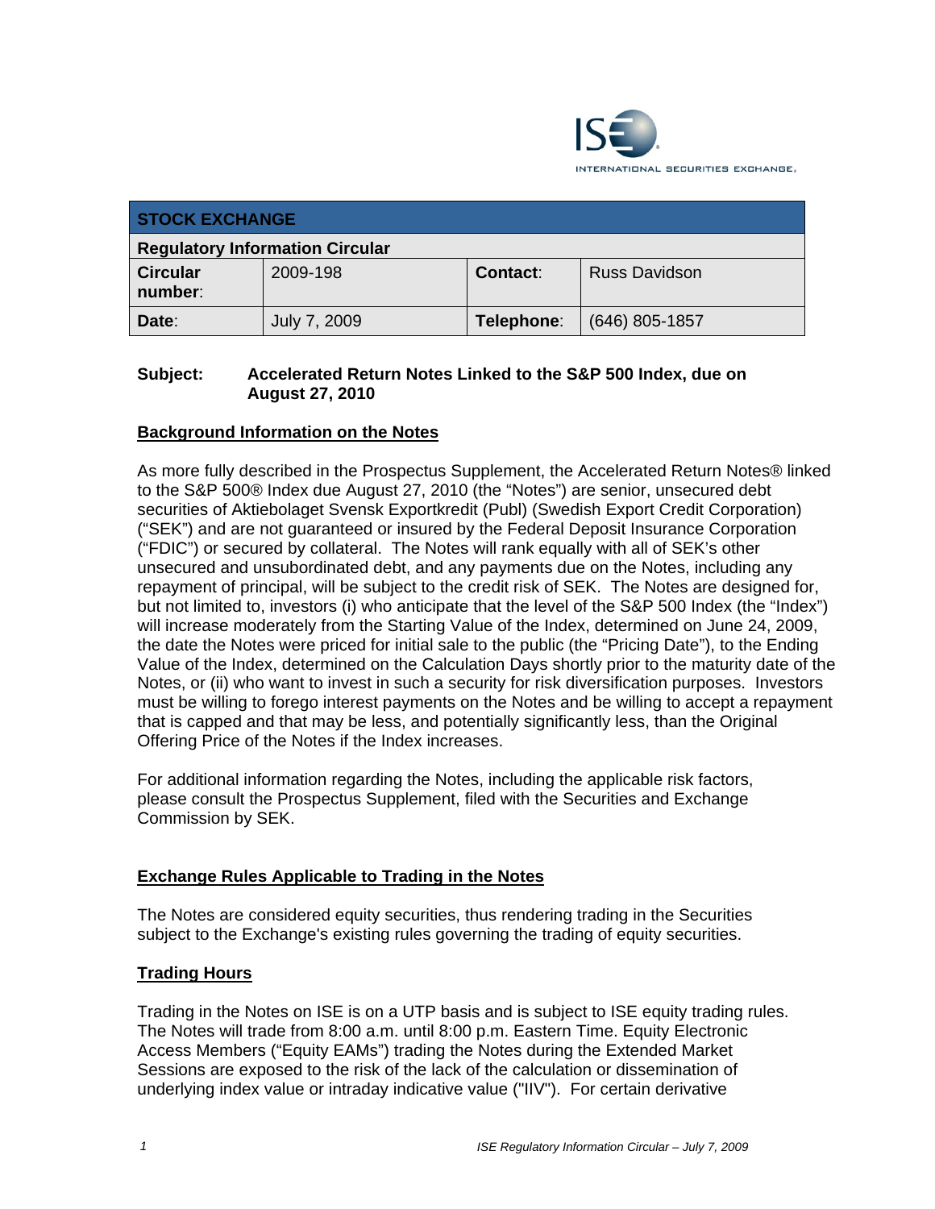ISE INTERNATIONAL SECURITIES EXCHANGE.

| STOCK EXCHANGE | | | |
|---|---|---|---|
| **Regulatory Information Circular** | | | |
| **Circular number:** | 2009-198 | **Contact:** | Russ Davidson |
| **Date:** | July 7, 2009 | **Telephone:** | (646) 805-1857 |

**Subject: Accelerated Return Notes Linked to the S&P 500 Index, due on August 27, 2010**

## Background Information on the Notes

As more fully described in the Prospectus Supplement, the Accelerated Return Notes® linked to the S&P 500® Index due August 27, 2010 (the "Notes") are senior, unsecured debt securities of Aktiebolaget Svensk Exportkredit (Publ) (Swedish Export Credit Corporation) ("SEK") and are not guaranteed or insured by the Federal Deposit Insurance Corporation ("FDIC") or secured by collateral. The Notes will rank equally with all of SEK's other unsecured and unsubordinated debt, and any payments due on the Notes, including any repayment of principal, will be subject to the credit risk of SEK. The Notes are designed for, but not limited to, investors (i) who anticipate that the level of the S&P 500 Index (the "Index") will increase moderately from the Starting Value of the Index, determined on June 24, 2009, the date the Notes were priced for initial sale to the public (the "Pricing Date"), to the Ending Value of the Index, determined on the Calculation Days shortly prior to the maturity date of the Notes, or (ii) who want to invest in such a security for risk diversification purposes. Investors must be willing to forego interest payments on the Notes and be willing to accept a repayment that is capped and that may be less, and potentially significantly less, than the Original Offering Price of the Notes if the Index increases.

For additional information regarding the Notes, including the applicable risk factors, please consult the Prospectus Supplement, filed with the Securities and Exchange Commission by SEK.

## Exchange Rules Applicable to Trading in the Notes

The Notes are considered equity securities, thus rendering trading in the Securities subject to the Exchange's existing rules governing the trading of equity securities.

## Trading Hours

Trading in the Notes on ISE is on a UTP basis and is subject to ISE equity trading rules. The Notes will trade from 8:00 a.m. until 8:00 p.m. Eastern Time. Equity Electronic Access Members ("Equity EAMs") trading the Notes during the Extended Market Sessions are exposed to the risk of the lack of the calculation or dissemination of underlying index value or intraday indicative value ("IIV"). For certain derivative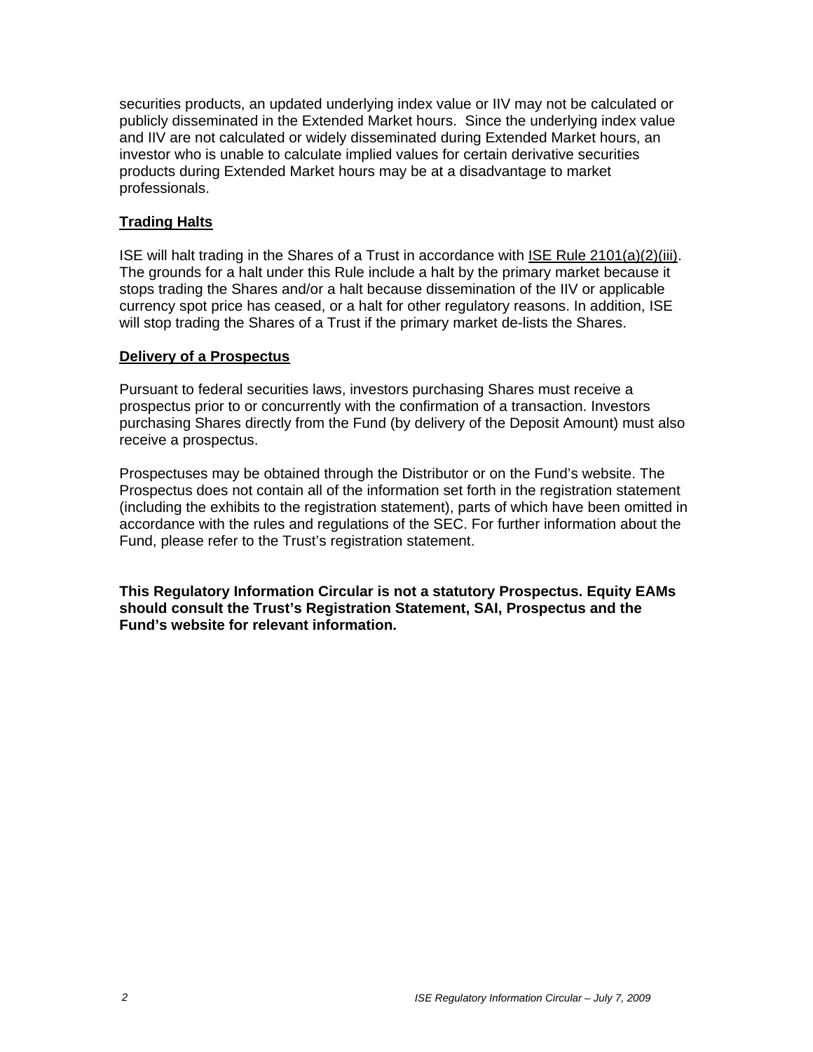securities products, an updated underlying index value or IIV may not be calculated or publicly disseminated in the Extended Market hours. Since the underlying index value and IIV are not calculated or widely disseminated during Extended Market hours, an investor who is unable to calculate implied values for certain derivative securities products during Extended Market hours may be at a disadvantage to market professionals.

**Trading Halts**

ISE will halt trading in the Shares of a Trust in accordance with ISE Rule 2101(a)(2)(iii). The grounds for a halt under this Rule include a halt by the primary market because it stops trading the Shares and/or a halt because dissemination of the IIV or applicable currency spot price has ceased, or a halt for other regulatory reasons. In addition, ISE will stop trading the Shares of a Trust if the primary market de-lists the Shares.

**Delivery of a Prospectus**

Pursuant to federal securities laws, investors purchasing Shares must receive a prospectus prior to or concurrently with the confirmation of a transaction. Investors purchasing Shares directly from the Fund (by delivery of the Deposit Amount) must also receive a prospectus.

Prospectuses may be obtained through the Distributor or on the Fund's website. The Prospectus does not contain all of the information set forth in the registration statement (including the exhibits to the registration statement), parts of which have been omitted in accordance with the rules and regulations of the SEC. For further information about the Fund, please refer to the Trust's registration statement.

**This Regulatory Information Circular is not a statutory Prospectus. Equity EAMs should consult the Trust's Registration Statement, SAI, Prospectus and the Fund's website for relevant information.**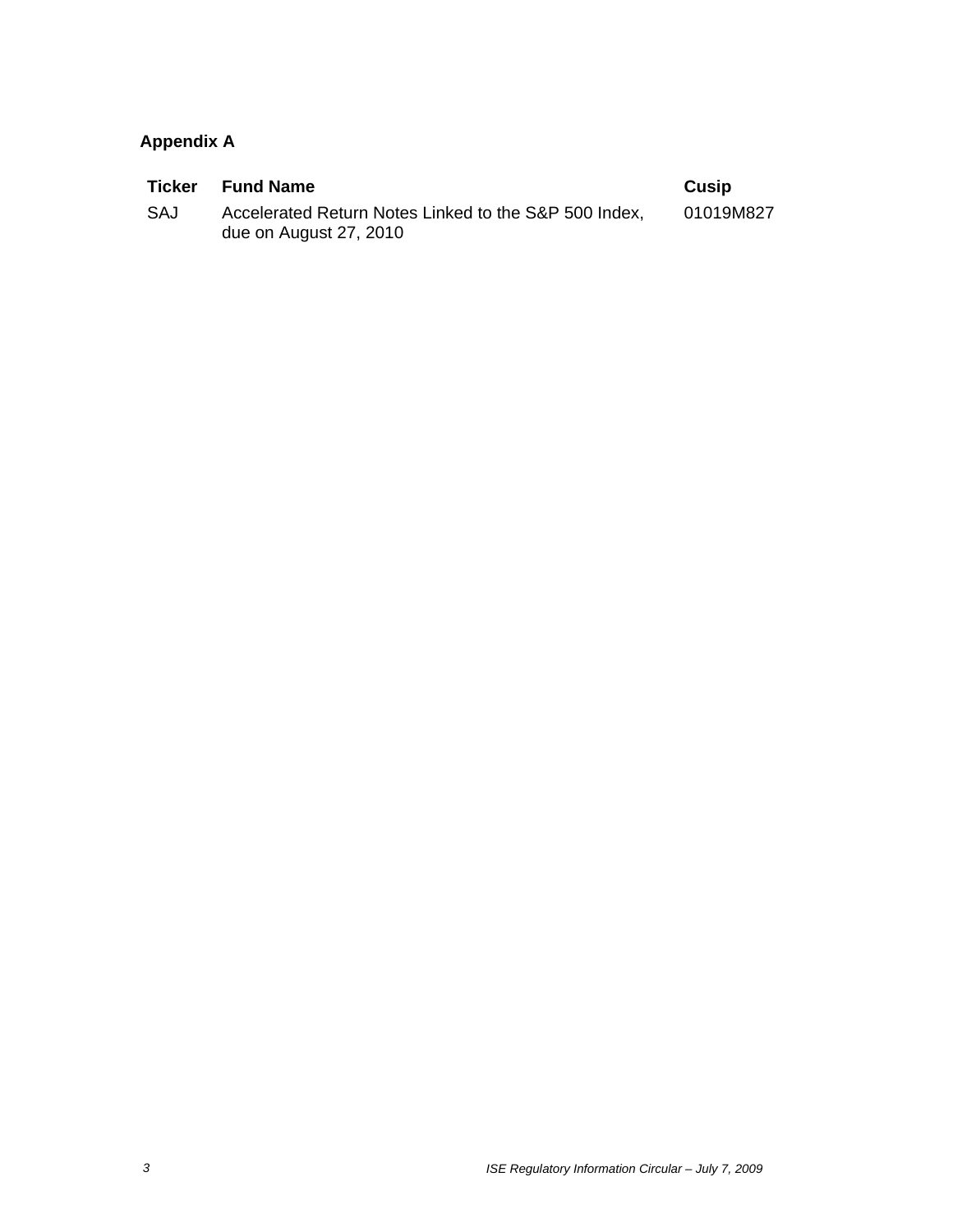## Appendix A

| Ticker | Fund Name | Cusip |
|---|---|---|
| SAJ | Accelerated Return Notes Linked to the S&P 500 Index, due on August 27, 2010 | 01019M827 |